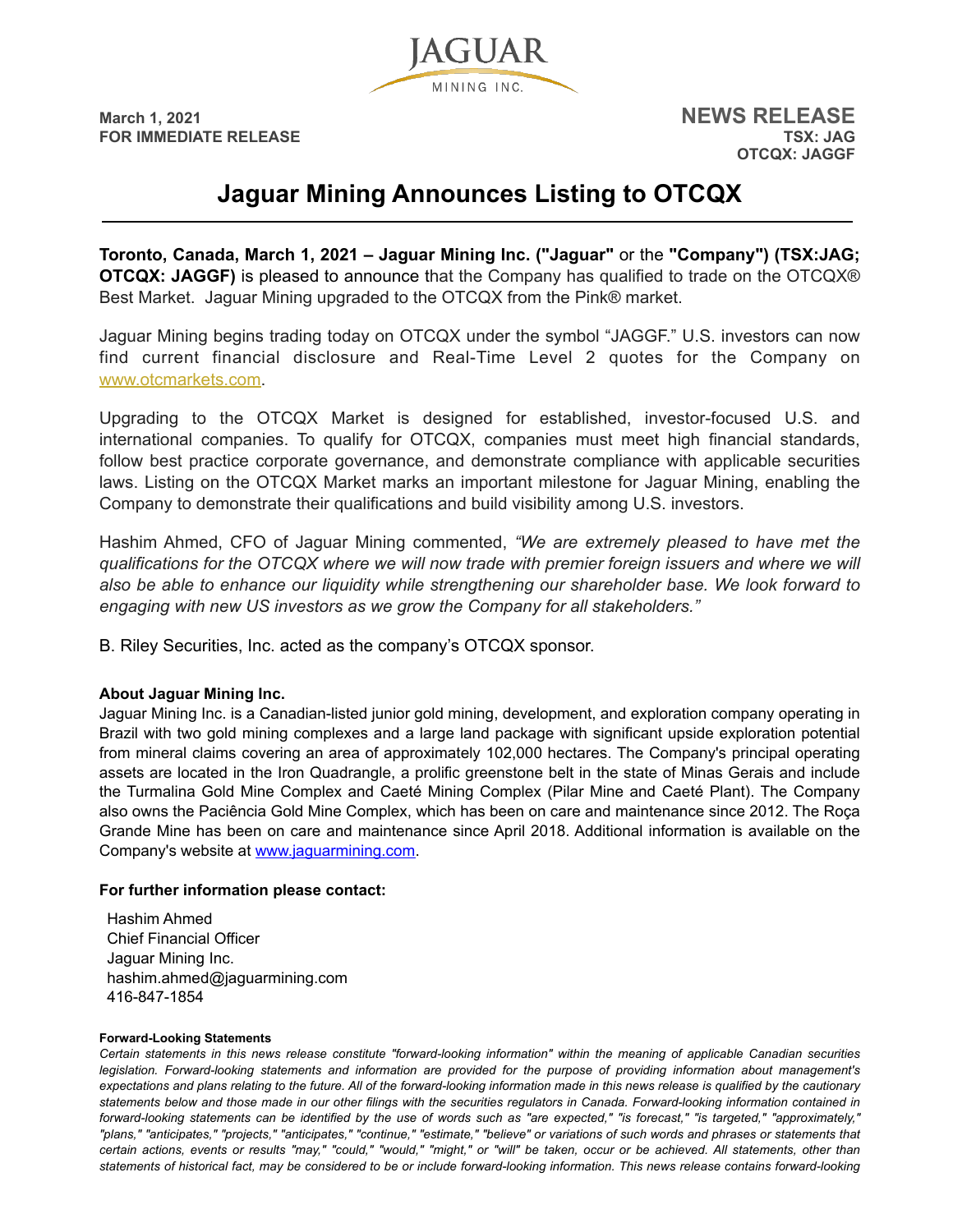JAGUAR
MINING INC.

**March 1, 2021**
**FOR IMMEDIATE RELEASE**

**NEWS RELEASE**
**TSX: JAG**
**OTCQX: JAGGF**

# Jaguar Mining Announces Listing to OTCQX

**Toronto, Canada, March 1, 2021 – Jaguar Mining Inc. ("Jaguar"** or the **"Company") (TSX:JAG; OTCQX: JAGGF)** is pleased to announce that the Company has qualified to trade on the OTCQX® Best Market. Jaguar Mining upgraded to the OTCQX from the Pink® market.

Jaguar Mining begins trading today on OTCQX under the symbol "JAGGF." U.S. investors can now find current financial disclosure and Real-Time Level 2 quotes for the Company on www.otcmarkets.com.

Upgrading to the OTCQX Market is designed for established, investor-focused U.S. and international companies. To qualify for OTCQX, companies must meet high financial standards, follow best practice corporate governance, and demonstrate compliance with applicable securities laws. Listing on the OTCQX Market marks an important milestone for Jaguar Mining, enabling the Company to demonstrate their qualifications and build visibility among U.S. investors.

Hashim Ahmed, CFO of Jaguar Mining commented, *"We are extremely pleased to have met the qualifications for the OTCQX where we will now trade with premier foreign issuers and where we will also be able to enhance our liquidity while strengthening our shareholder base. We look forward to engaging with new US investors as we grow the Company for all stakeholders."*

B. Riley Securities, Inc. acted as the company's OTCQX sponsor.

**About Jaguar Mining Inc.**
Jaguar Mining Inc. is a Canadian-listed junior gold mining, development, and exploration company operating in Brazil with two gold mining complexes and a large land package with significant upside exploration potential from mineral claims covering an area of approximately 102,000 hectares. The Company's principal operating assets are located in the Iron Quadrangle, a prolific greenstone belt in the state of Minas Gerais and include the Turmalina Gold Mine Complex and Caeté Mining Complex (Pilar Mine and Caeté Plant). The Company also owns the Paciência Gold Mine Complex, which has been on care and maintenance since 2012. The Roça Grande Mine has been on care and maintenance since April 2018. Additional information is available on the Company's website at www.jaguarmining.com.

**For further information please contact:**

Hashim Ahmed
Chief Financial Officer
Jaguar Mining Inc.
hashim.ahmed@jaguarmining.com
416-847-1854

**Forward-Looking Statements**
*Certain statements in this news release constitute "forward-looking information" within the meaning of applicable Canadian securities legislation. Forward-looking statements and information are provided for the purpose of providing information about management's expectations and plans relating to the future. All of the forward-looking information made in this news release is qualified by the cautionary statements below and those made in our other filings with the securities regulators in Canada. Forward-looking information contained in forward-looking statements can be identified by the use of words such as "are expected," "is forecast," "is targeted," "approximately," "plans," "anticipates," "projects," "anticipates," "continue," "estimate," "believe" or variations of such words and phrases or statements that certain actions, events or results "may," "could," "would," "might," or "will" be taken, occur or be achieved. All statements, other than statements of historical fact, may be considered to be or include forward-looking information. This news release contains forward-looking*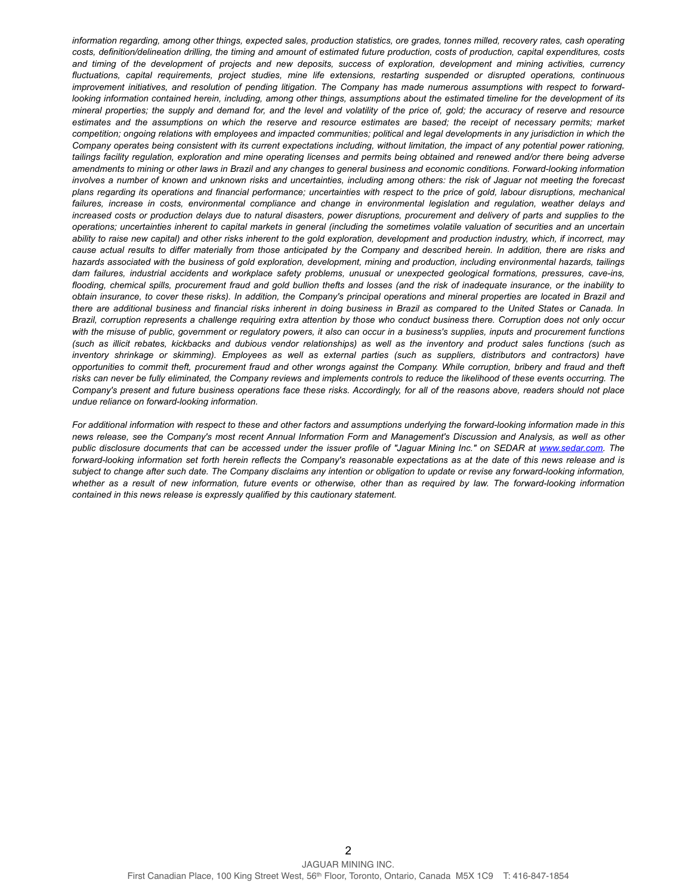*information regarding, among other things, expected sales, production statistics, ore grades, tonnes milled, recovery rates, cash operating costs, definition/delineation drilling, the timing and amount of estimated future production, costs of production, capital expenditures, costs and timing of the development of projects and new deposits, success of exploration, development and mining activities, currency fluctuations, capital requirements, project studies, mine life extensions, restarting suspended or disrupted operations, continuous improvement initiatives, and resolution of pending litigation. The Company has made numerous assumptions with respect to forward-looking information contained herein, including, among other things, assumptions about the estimated timeline for the development of its mineral properties; the supply and demand for, and the level and volatility of the price of, gold; the accuracy of reserve and resource estimates and the assumptions on which the reserve and resource estimates are based; the receipt of necessary permits; market competition; ongoing relations with employees and impacted communities; political and legal developments in any jurisdiction in which the Company operates being consistent with its current expectations including, without limitation, the impact of any potential power rationing, tailings facility regulation, exploration and mine operating licenses and permits being obtained and renewed and/or there being adverse amendments to mining or other laws in Brazil and any changes to general business and economic conditions. Forward-looking information involves a number of known and unknown risks and uncertainties, including among others: the risk of Jaguar not meeting the forecast plans regarding its operations and financial performance; uncertainties with respect to the price of gold, labour disruptions, mechanical failures, increase in costs, environmental compliance and change in environmental legislation and regulation, weather delays and increased costs or production delays due to natural disasters, power disruptions, procurement and delivery of parts and supplies to the operations; uncertainties inherent to capital markets in general (including the sometimes volatile valuation of securities and an uncertain ability to raise new capital) and other risks inherent to the gold exploration, development and production industry, which, if incorrect, may cause actual results to differ materially from those anticipated by the Company and described herein. In addition, there are risks and hazards associated with the business of gold exploration, development, mining and production, including environmental hazards, tailings dam failures, industrial accidents and workplace safety problems, unusual or unexpected geological formations, pressures, cave-ins, flooding, chemical spills, procurement fraud and gold bullion thefts and losses (and the risk of inadequate insurance, or the inability to obtain insurance, to cover these risks). In addition, the Company's principal operations and mineral properties are located in Brazil and there are additional business and financial risks inherent in doing business in Brazil as compared to the United States or Canada. In Brazil, corruption represents a challenge requiring extra attention by those who conduct business there. Corruption does not only occur with the misuse of public, government or regulatory powers, it also can occur in a business's supplies, inputs and procurement functions (such as illicit rebates, kickbacks and dubious vendor relationships) as well as the inventory and product sales functions (such as inventory shrinkage or skimming). Employees as well as external parties (such as suppliers, distributors and contractors) have opportunities to commit theft, procurement fraud and other wrongs against the Company. While corruption, bribery and fraud and theft risks can never be fully eliminated, the Company reviews and implements controls to reduce the likelihood of these events occurring. The Company's present and future business operations face these risks. Accordingly, for all of the reasons above, readers should not place undue reliance on forward-looking information.*

*For additional information with respect to these and other factors and assumptions underlying the forward-looking information made in this news release, see the Company's most recent Annual Information Form and Management's Discussion and Analysis, as well as other public disclosure documents that can be accessed under the issuer profile of "Jaguar Mining Inc." on SEDAR at [www.sedar.com](http://www.sedar.com). The forward-looking information set forth herein reflects the Company's reasonable expectations as at the date of this news release and is subject to change after such date. The Company disclaims any intention or obligation to update or revise any forward-looking information, whether as a result of new information, future events or otherwise, other than as required by law. The forward-looking information contained in this news release is expressly qualified by this cautionary statement.*